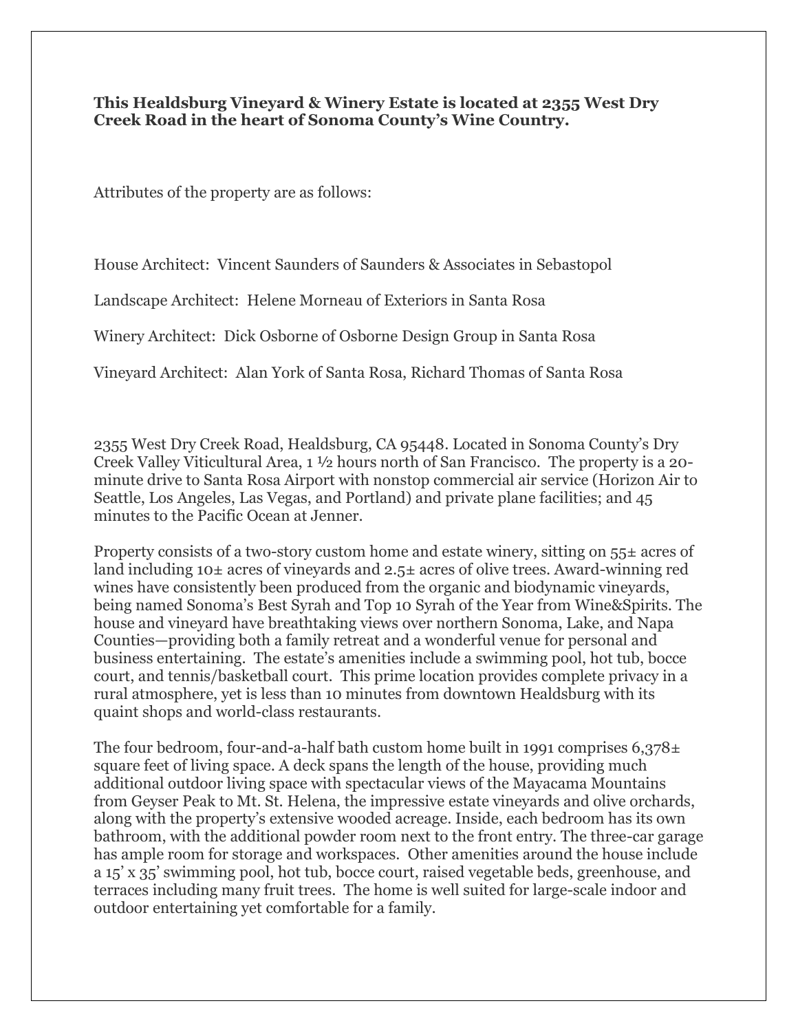**This Healdsburg Vineyard & Winery Estate is located at 2355 West Dry Creek Road in the heart of Sonoma County's Wine Country.**

Attributes of the property are as follows:

House Architect: Vincent Saunders of Saunders & Associates in Sebastopol

Landscape Architect: Helene Morneau of Exteriors in Santa Rosa

Winery Architect: Dick Osborne of Osborne Design Group in Santa Rosa

Vineyard Architect: Alan York of Santa Rosa, Richard Thomas of Santa Rosa

2355 West Dry Creek Road, Healdsburg, CA 95448. Located in Sonoma County's Dry Creek Valley Viticultural Area, 1 ½ hours north of San Francisco. The property is a 20-minute drive to Santa Rosa Airport with nonstop commercial air service (Horizon Air to Seattle, Los Angeles, Las Vegas, and Portland) and private plane facilities; and 45 minutes to the Pacific Ocean at Jenner.

Property consists of a two-story custom home and estate winery, sitting on 55± acres of land including 10± acres of vineyards and 2.5± acres of olive trees. Award-winning red wines have consistently been produced from the organic and biodynamic vineyards, being named Sonoma's Best Syrah and Top 10 Syrah of the Year from Wine&Spirits. The house and vineyard have breathtaking views over northern Sonoma, Lake, and Napa Counties—providing both a family retreat and a wonderful venue for personal and business entertaining. The estate's amenities include a swimming pool, hot tub, bocce court, and tennis/basketball court. This prime location provides complete privacy in a rural atmosphere, yet is less than 10 minutes from downtown Healdsburg with its quaint shops and world-class restaurants.

The four bedroom, four-and-a-half bath custom home built in 1991 comprises 6,378± square feet of living space. A deck spans the length of the house, providing much additional outdoor living space with spectacular views of the Mayacama Mountains from Geyser Peak to Mt. St. Helena, the impressive estate vineyards and olive orchards, along with the property's extensive wooded acreage. Inside, each bedroom has its own bathroom, with the additional powder room next to the front entry. The three-car garage has ample room for storage and workspaces. Other amenities around the house include a 15' x 35' swimming pool, hot tub, bocce court, raised vegetable beds, greenhouse, and terraces including many fruit trees. The home is well suited for large-scale indoor and outdoor entertaining yet comfortable for a family.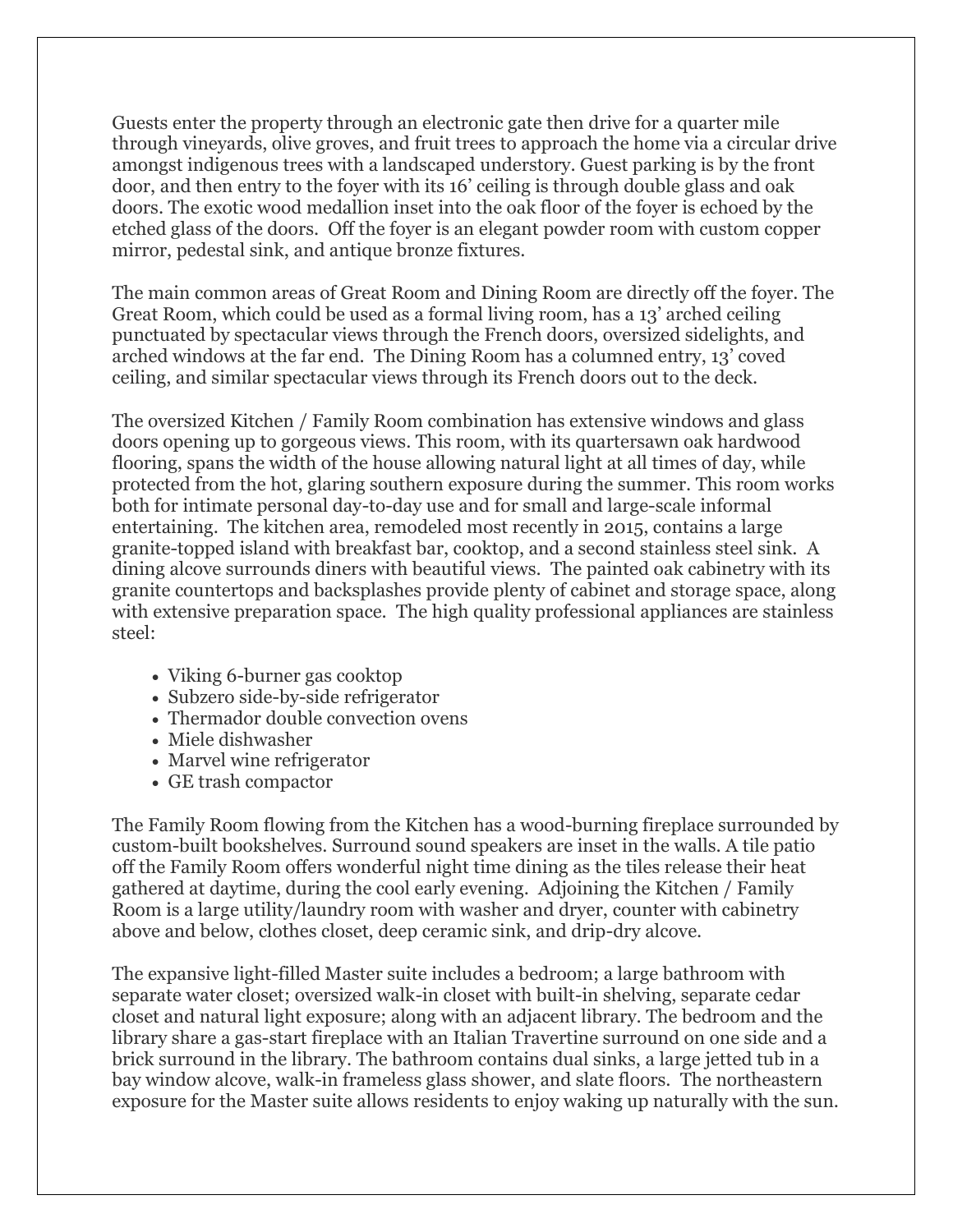Guests enter the property through an electronic gate then drive for a quarter mile through vineyards, olive groves, and fruit trees to approach the home via a circular drive amongst indigenous trees with a landscaped understory. Guest parking is by the front door, and then entry to the foyer with its 16' ceiling is through double glass and oak doors. The exotic wood medallion inset into the oak floor of the foyer is echoed by the etched glass of the doors. Off the foyer is an elegant powder room with custom copper mirror, pedestal sink, and antique bronze fixtures.

The main common areas of Great Room and Dining Room are directly off the foyer. The Great Room, which could be used as a formal living room, has a 13' arched ceiling punctuated by spectacular views through the French doors, oversized sidelights, and arched windows at the far end. The Dining Room has a columned entry, 13' coved ceiling, and similar spectacular views through its French doors out to the deck.

The oversized Kitchen / Family Room combination has extensive windows and glass doors opening up to gorgeous views. This room, with its quartersawn oak hardwood flooring, spans the width of the house allowing natural light at all times of day, while protected from the hot, glaring southern exposure during the summer. This room works both for intimate personal day-to-day use and for small and large-scale informal entertaining. The kitchen area, remodeled most recently in 2015, contains a large granite-topped island with breakfast bar, cooktop, and a second stainless steel sink. A dining alcove surrounds diners with beautiful views. The painted oak cabinetry with its granite countertops and backsplashes provide plenty of cabinet and storage space, along with extensive preparation space. The high quality professional appliances are stainless steel:

- Viking 6-burner gas cooktop
- Subzero side-by-side refrigerator
- Thermador double convection ovens
- Miele dishwasher
- Marvel wine refrigerator
- GE trash compactor

The Family Room flowing from the Kitchen has a wood-burning fireplace surrounded by custom-built bookshelves. Surround sound speakers are inset in the walls. A tile patio off the Family Room offers wonderful night time dining as the tiles release their heat gathered at daytime, during the cool early evening. Adjoining the Kitchen / Family Room is a large utility/laundry room with washer and dryer, counter with cabinetry above and below, clothes closet, deep ceramic sink, and drip-dry alcove.

The expansive light-filled Master suite includes a bedroom; a large bathroom with separate water closet; oversized walk-in closet with built-in shelving, separate cedar closet and natural light exposure; along with an adjacent library. The bedroom and the library share a gas-start fireplace with an Italian Travertine surround on one side and a brick surround in the library. The bathroom contains dual sinks, a large jetted tub in a bay window alcove, walk-in frameless glass shower, and slate floors. The northeastern exposure for the Master suite allows residents to enjoy waking up naturally with the sun.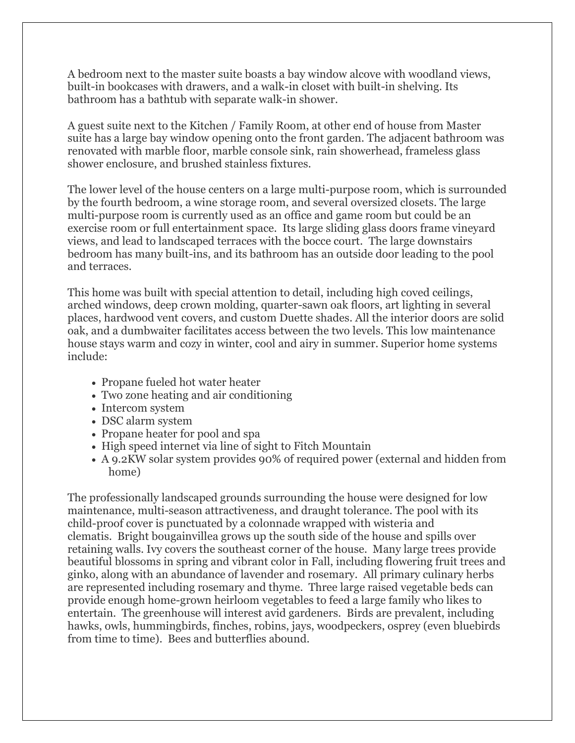A bedroom next to the master suite boasts a bay window alcove with woodland views, built-in bookcases with drawers, and a walk-in closet with built-in shelving. Its bathroom has a bathtub with separate walk-in shower.

A guest suite next to the Kitchen / Family Room, at other end of house from Master suite has a large bay window opening onto the front garden. The adjacent bathroom was renovated with marble floor, marble console sink, rain showerhead, frameless glass shower enclosure, and brushed stainless fixtures.

The lower level of the house centers on a large multi-purpose room, which is surrounded by the fourth bedroom, a wine storage room, and several oversized closets. The large multi-purpose room is currently used as an office and game room but could be an exercise room or full entertainment space. Its large sliding glass doors frame vineyard views, and lead to landscaped terraces with the bocce court. The large downstairs bedroom has many built-ins, and its bathroom has an outside door leading to the pool and terraces.

This home was built with special attention to detail, including high coved ceilings, arched windows, deep crown molding, quarter-sawn oak floors, art lighting in several places, hardwood vent covers, and custom Duette shades. All the interior doors are solid oak, and a dumbwaiter facilitates access between the two levels. This low maintenance house stays warm and cozy in winter, cool and airy in summer. Superior home systems include:

- Propane fueled hot water heater
- Two zone heating and air conditioning
- Intercom system
- DSC alarm system
- Propane heater for pool and spa
- High speed internet via line of sight to Fitch Mountain
- A 9.2KW solar system provides 90% of required power (external and hidden from home)

The professionally landscaped grounds surrounding the house were designed for low maintenance, multi-season attractiveness, and draught tolerance. The pool with its child-proof cover is punctuated by a colonnade wrapped with wisteria and clematis. Bright bougainvillea grows up the south side of the house and spills over retaining walls. Ivy covers the southeast corner of the house. Many large trees provide beautiful blossoms in spring and vibrant color in Fall, including flowering fruit trees and ginko, along with an abundance of lavender and rosemary. All primary culinary herbs are represented including rosemary and thyme. Three large raised vegetable beds can provide enough home-grown heirloom vegetables to feed a large family who likes to entertain. The greenhouse will interest avid gardeners. Birds are prevalent, including hawks, owls, hummingbirds, finches, robins, jays, woodpeckers, osprey (even bluebirds from time to time). Bees and butterflies abound.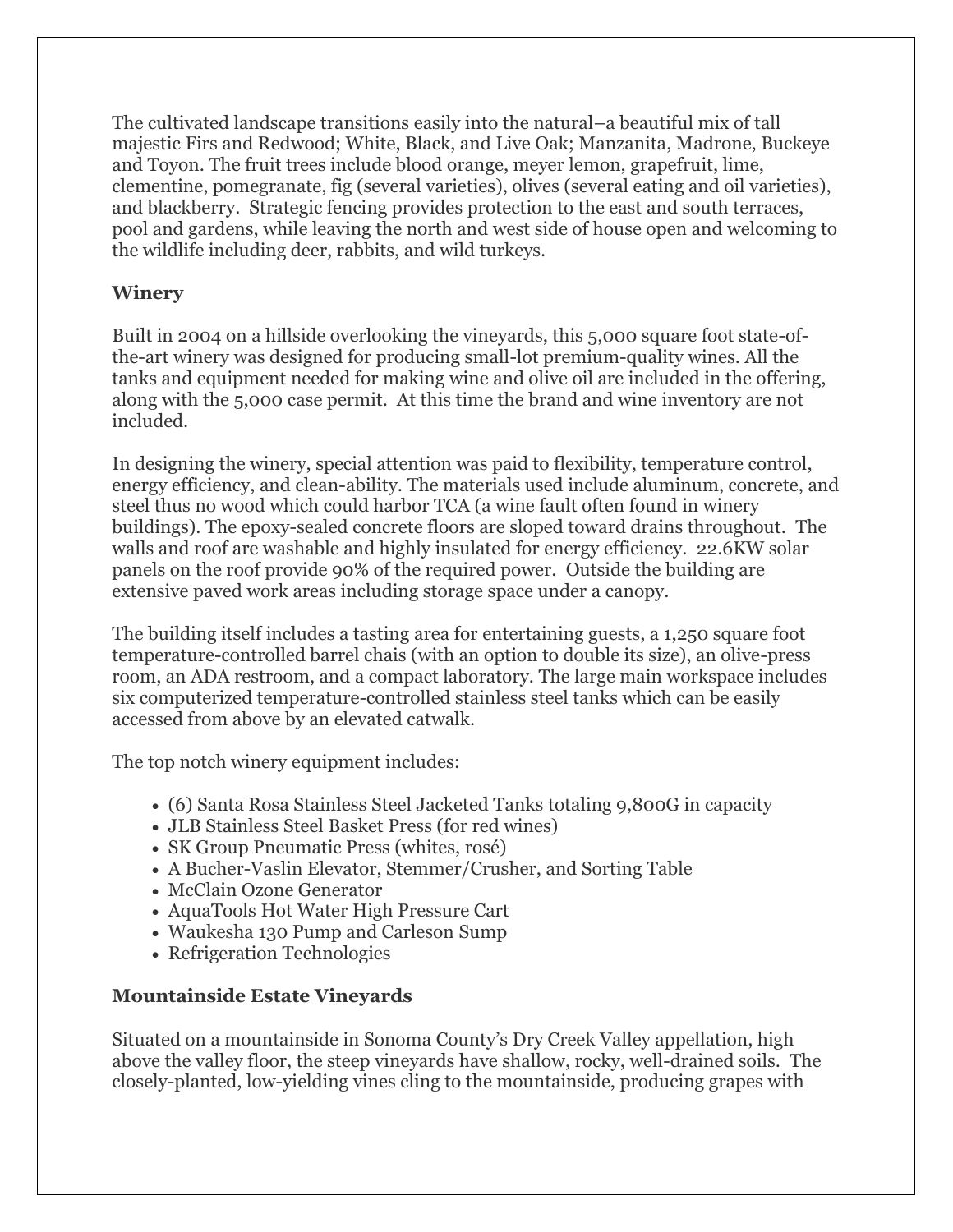The cultivated landscape transitions easily into the natural–a beautiful mix of tall majestic Firs and Redwood; White, Black, and Live Oak; Manzanita, Madrone, Buckeye and Toyon. The fruit trees include blood orange, meyer lemon, grapefruit, lime, clementine, pomegranate, fig (several varieties), olives (several eating and oil varieties), and blackberry. Strategic fencing provides protection to the east and south terraces, pool and gardens, while leaving the north and west side of house open and welcoming to the wildlife including deer, rabbits, and wild turkeys.

**Winery**

Built in 2004 on a hillside overlooking the vineyards, this 5,000 square foot state-of-the-art winery was designed for producing small-lot premium-quality wines. All the tanks and equipment needed for making wine and olive oil are included in the offering, along with the 5,000 case permit. At this time the brand and wine inventory are not included.

In designing the winery, special attention was paid to flexibility, temperature control, energy efficiency, and clean-ability. The materials used include aluminum, concrete, and steel thus no wood which could harbor TCA (a wine fault often found in winery buildings). The epoxy-sealed concrete floors are sloped toward drains throughout. The walls and roof are washable and highly insulated for energy efficiency. 22.6KW solar panels on the roof provide 90% of the required power. Outside the building are extensive paved work areas including storage space under a canopy.

The building itself includes a tasting area for entertaining guests, a 1,250 square foot temperature-controlled barrel chais (with an option to double its size), an olive-press room, an ADA restroom, and a compact laboratory. The large main workspace includes six computerized temperature-controlled stainless steel tanks which can be easily accessed from above by an elevated catwalk.

The top notch winery equipment includes:

- (6) Santa Rosa Stainless Steel Jacketed Tanks totaling 9,800G in capacity
- JLB Stainless Steel Basket Press (for red wines)
- SK Group Pneumatic Press (whites, rosé)
- A Bucher-Vaslin Elevator, Stemmer/Crusher, and Sorting Table
- McClain Ozone Generator
- AquaTools Hot Water High Pressure Cart
- Waukesha 130 Pump and Carleson Sump
- Refrigeration Technologies

**Mountainside Estate Vineyards**

Situated on a mountainside in Sonoma County's Dry Creek Valley appellation, high above the valley floor, the steep vineyards have shallow, rocky, well-drained soils. The closely-planted, low-yielding vines cling to the mountainside, producing grapes with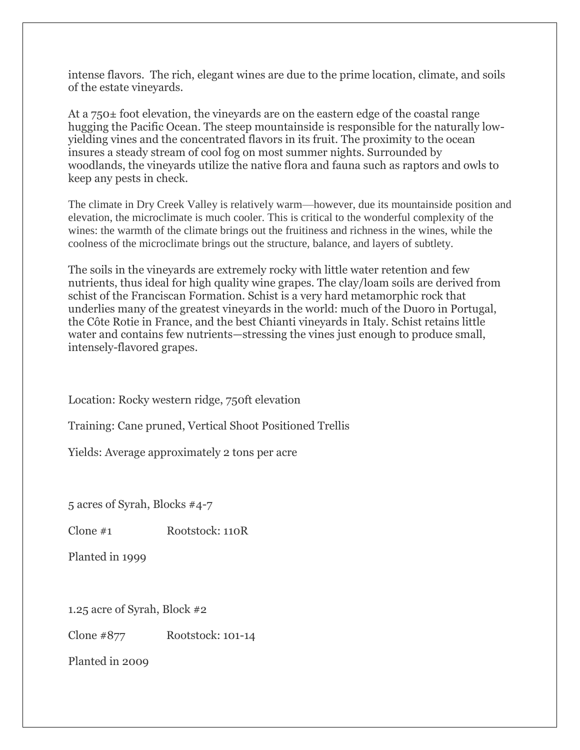intense flavors. The rich, elegant wines are due to the prime location, climate, and soils of the estate vineyards.

At a 750± foot elevation, the vineyards are on the eastern edge of the coastal range hugging the Pacific Ocean. The steep mountainside is responsible for the naturally low-yielding vines and the concentrated flavors in its fruit. The proximity to the ocean insures a steady stream of cool fog on most summer nights. Surrounded by woodlands, the vineyards utilize the native flora and fauna such as raptors and owls to keep any pests in check.

The climate in Dry Creek Valley is relatively warm—however, due its mountainside position and elevation, the microclimate is much cooler. This is critical to the wonderful complexity of the wines: the warmth of the climate brings out the fruitiness and richness in the wines, while the coolness of the microclimate brings out the structure, balance, and layers of subtlety.

The soils in the vineyards are extremely rocky with little water retention and few nutrients, thus ideal for high quality wine grapes. The clay/loam soils are derived from schist of the Franciscan Formation. Schist is a very hard metamorphic rock that underlies many of the greatest vineyards in the world: much of the Duoro in Portugal, the Côte Rotie in France, and the best Chianti vineyards in Italy. Schist retains little water and contains few nutrients—stressing the vines just enough to produce small, intensely-flavored grapes.

Location: Rocky western ridge, 750ft elevation

Training: Cane pruned, Vertical Shoot Positioned Trellis

Yields: Average approximately 2 tons per acre

5 acres of Syrah, Blocks #4-7

Clone #1 Rootstock: 110R

Planted in 1999

1.25 acre of Syrah, Block #2

Clone #877 Rootstock: 101-14

Planted in 2009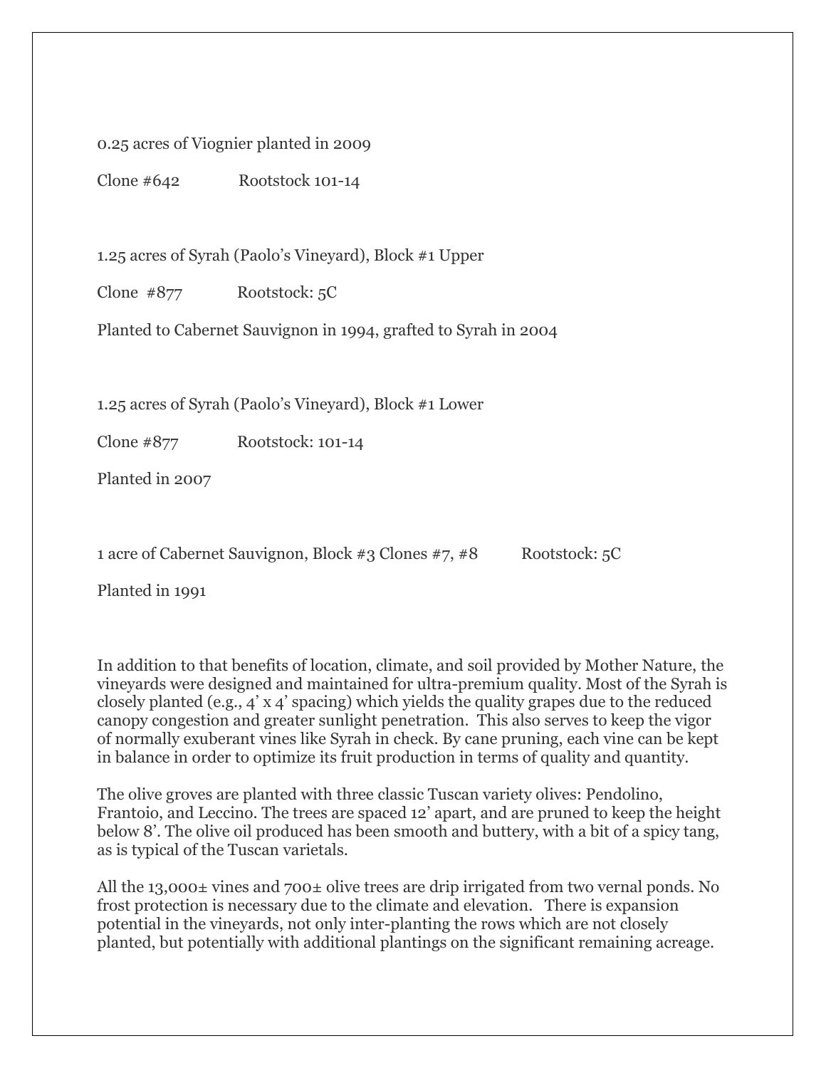0.25 acres of Viognier planted in 2009

Clone #642 Rootstock 101-14

1.25 acres of Syrah (Paolo's Vineyard), Block #1 Upper

Clone #877 Rootstock: 5C

Planted to Cabernet Sauvignon in 1994, grafted to Syrah in 2004

1.25 acres of Syrah (Paolo's Vineyard), Block #1 Lower

Clone #877 Rootstock: 101-14

Planted in 2007

1 acre of Cabernet Sauvignon, Block #3 Clones #7, #8 Rootstock: 5C

Planted in 1991

In addition to that benefits of location, climate, and soil provided by Mother Nature, the vineyards were designed and maintained for ultra-premium quality. Most of the Syrah is closely planted (e.g., 4' x 4' spacing) which yields the quality grapes due to the reduced canopy congestion and greater sunlight penetration. This also serves to keep the vigor of normally exuberant vines like Syrah in check. By cane pruning, each vine can be kept in balance in order to optimize its fruit production in terms of quality and quantity.

The olive groves are planted with three classic Tuscan variety olives: Pendolino, Frantoio, and Leccino. The trees are spaced 12' apart, and are pruned to keep the height below 8'. The olive oil produced has been smooth and buttery, with a bit of a spicy tang, as is typical of the Tuscan varietals.

All the 13,000± vines and 700± olive trees are drip irrigated from two vernal ponds. No frost protection is necessary due to the climate and elevation. There is expansion potential in the vineyards, not only inter-planting the rows which are not closely planted, but potentially with additional plantings on the significant remaining acreage.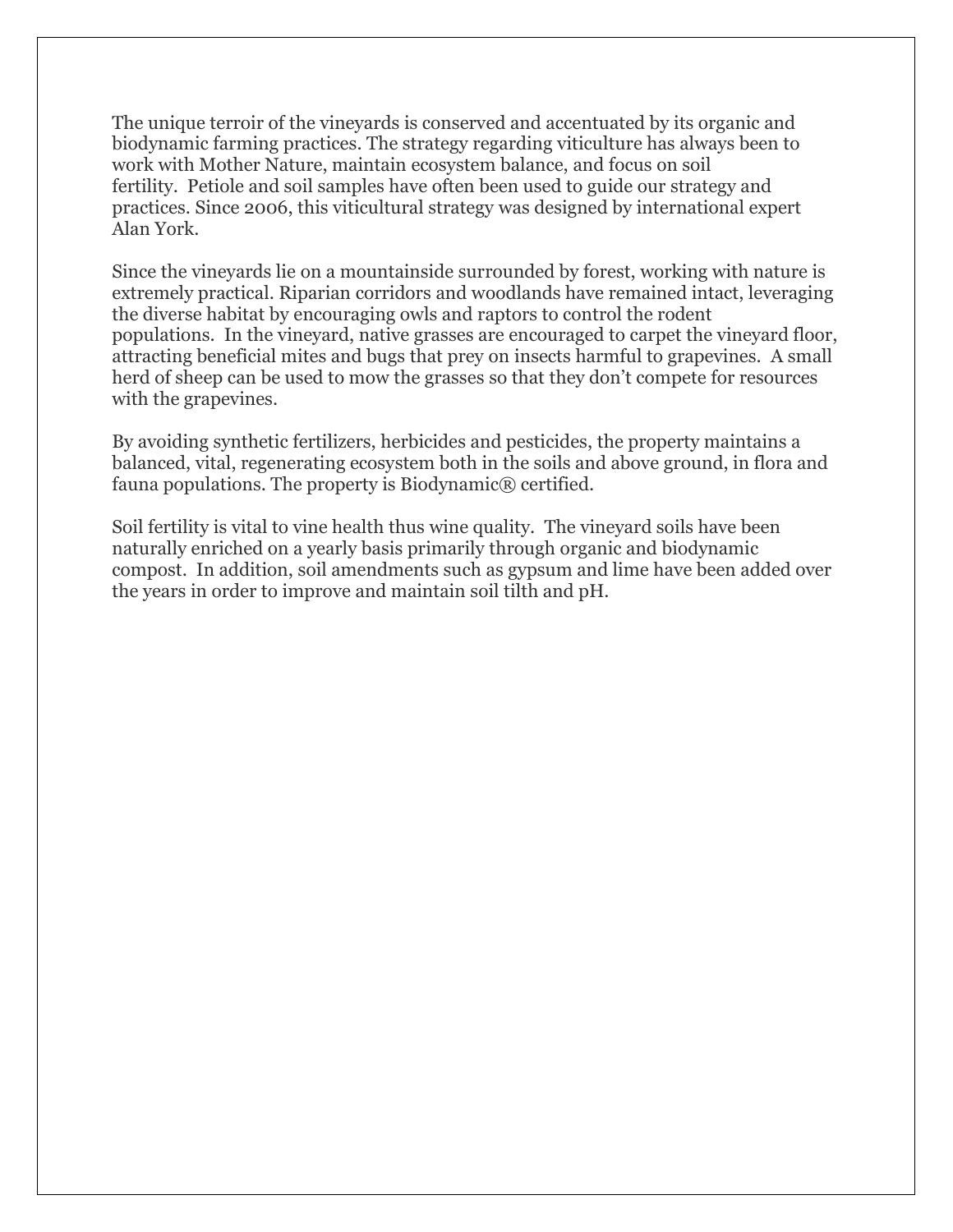The unique terroir of the vineyards is conserved and accentuated by its organic and biodynamic farming practices. The strategy regarding viticulture has always been to work with Mother Nature, maintain ecosystem balance, and focus on soil fertility. Petiole and soil samples have often been used to guide our strategy and practices. Since 2006, this viticultural strategy was designed by international expert Alan York.

Since the vineyards lie on a mountainside surrounded by forest, working with nature is extremely practical. Riparian corridors and woodlands have remained intact, leveraging the diverse habitat by encouraging owls and raptors to control the rodent populations. In the vineyard, native grasses are encouraged to carpet the vineyard floor, attracting beneficial mites and bugs that prey on insects harmful to grapevines. A small herd of sheep can be used to mow the grasses so that they don't compete for resources with the grapevines.

By avoiding synthetic fertilizers, herbicides and pesticides, the property maintains a balanced, vital, regenerating ecosystem both in the soils and above ground, in flora and fauna populations. The property is Biodynamic® certified.

Soil fertility is vital to vine health thus wine quality. The vineyard soils have been naturally enriched on a yearly basis primarily through organic and biodynamic compost. In addition, soil amendments such as gypsum and lime have been added over the years in order to improve and maintain soil tilth and pH.